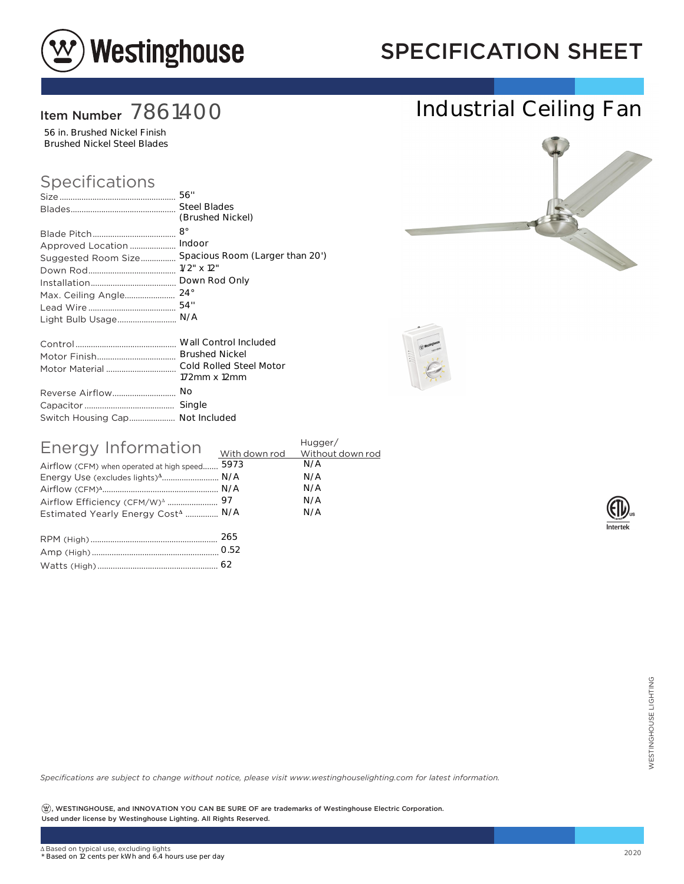# Westinghouse

## SPECIFICATION SHEET

**Item Number** 7861400

56 in. Brushed Nickel Finish
Brushed Nickel Steel Blades

# Industrial Ceiling Fan

## Specifications

| | |
|---|---|
| Size | 56'' |
| Blades | Steel Blades (Brushed Nickel) |
| Blade Pitch | 8° |
| Approved Location | Indoor |
| Suggested Room Size | Spacious Room (Larger than 20') |
| Down Rod | 1/2" x 12" |
| Installation | Down Rod Only |
| Max. Ceiling Angle | 24° |
| Lead Wire | 54'' |
| Light Bulb Usage | N/A |

| | |
|---|---|
| Control | Wall Control Included |
| Motor Finish | Brushed Nickel |
| Motor Material | Cold Rolled Steel Motor 172mm x 12mm |
| Reverse Airflow | No |
| Capacitor | Single |
| Switch Housing Cap | Not Included |

## Energy Information

| | With down rod | Hugger/ Without down rod |
|---|---|---|
| Airflow (CFM) when operated at high speed | 5973 | N/A |
| Energy Use (excludes lights)Δ | N/A | N/A |
| Airflow (CFM)Δ | N/A | N/A |
| Airflow Efficiency (CFM/W)Δ | 97 | N/A |
| Estimated Yearly Energy CostΔ | N/A | N/A |

| | |
|---|---|
| RPM (High) | 265 |
| Amp (High) | 0.52 |
| Watts (High) | 62 |

ETL Listed Intertek US

WESTINGHOUSE LIGHTING

*Specifications are subject to change without notice, please visit www.westinghouselighting.com for latest information.*

**Ⓦ, WESTINGHOUSE, and INNOVATION YOU CAN BE SURE OF are trademarks of Westinghouse Electric Corporation. Used under license by Westinghouse Lighting. All Rights Reserved.**

Δ Based on typical use, excluding lights
\* Based on 12 cents per kWh and 6.4 hours use per day

2020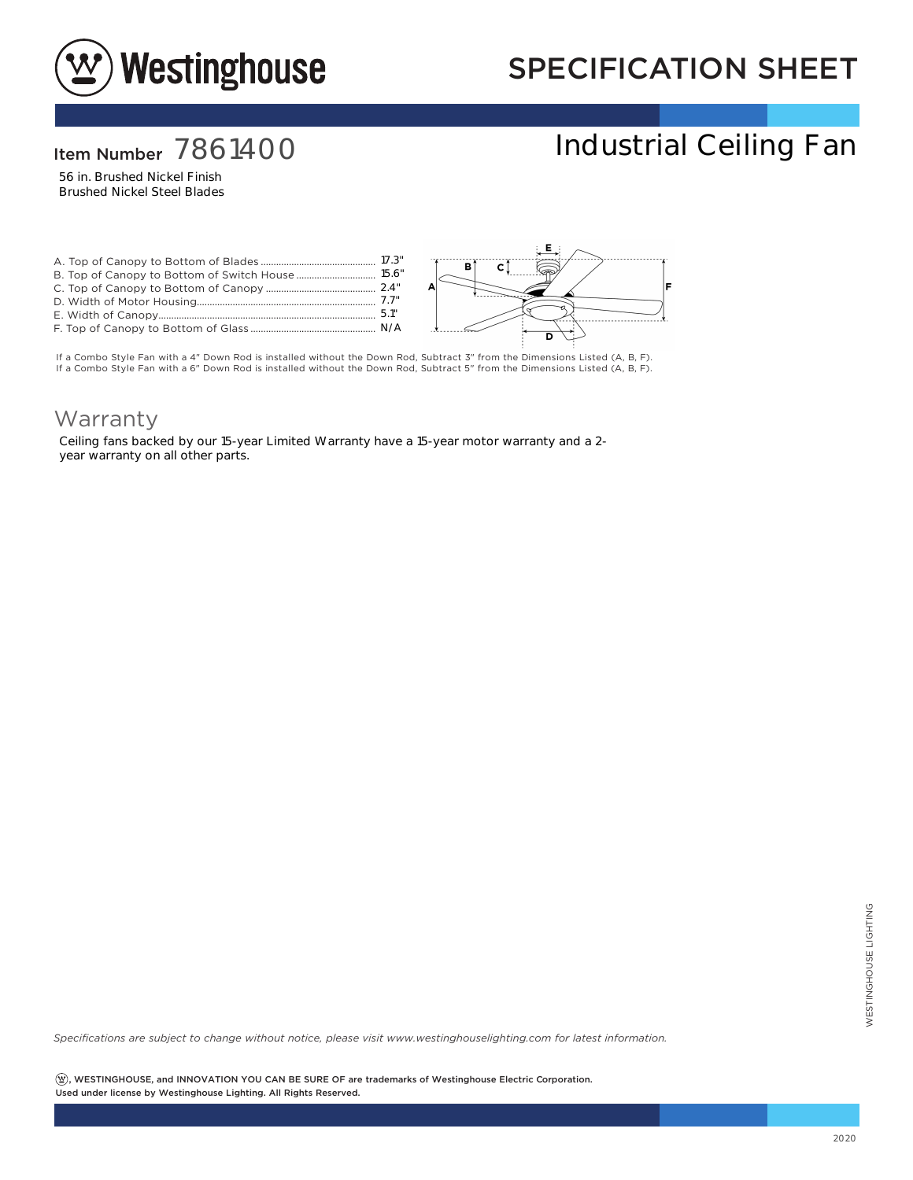# SPECIFICATION SHEET

## Item Number 7861400

# Industrial Ceiling Fan

56 in. Brushed Nickel Finish
Brushed Nickel Steel Blades

| | |
|---|---|
| A. Top of Canopy to Bottom of Blades | 17.3" |
| B. Top of Canopy to Bottom of Switch House | 15.6" |
| C. Top of Canopy to Bottom of Canopy | 2.4" |
| D. Width of Motor Housing | 7.7" |
| E. Width of Canopy | 5.1" |
| F. Top of Canopy to Bottom of Glass | N/A |

E
B
C
A
F
D

If a Combo Style Fan with a 4" Down Rod is installed without the Down Rod, Subtract 3" from the Dimensions Listed (A, B, F).
If a Combo Style Fan with a 6" Down Rod is installed without the Down Rod, Subtract 5" from the Dimensions Listed (A, B, F).

## Warranty

Ceiling fans backed by our 15-year Limited Warranty have a 15-year motor warranty and a 2-year warranty on all other parts.

*Specifications are subject to change without notice, please visit www.westinghouselighting.com for latest information.*

**, WESTINGHOUSE, and INNOVATION YOU CAN BE SURE OF are trademarks of Westinghouse Electric Corporation.**
**Used under license by Westinghouse Lighting. All Rights Reserved.**